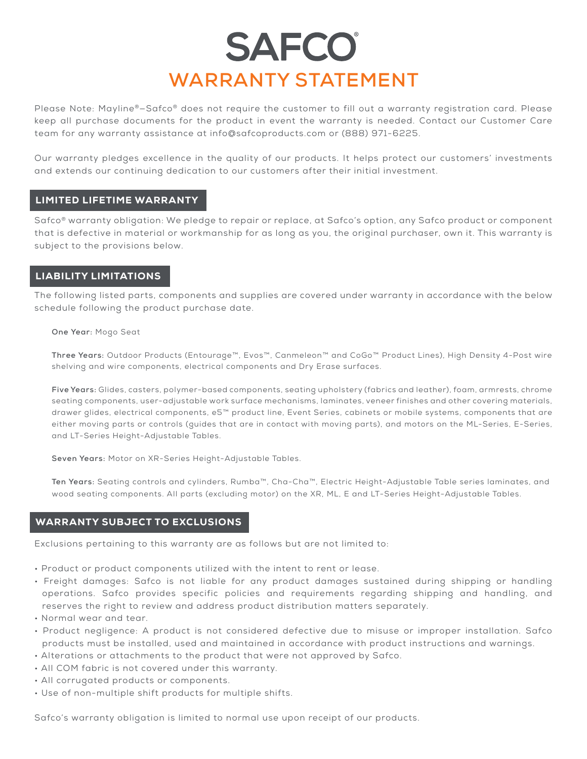# SAFCO®

## WARRANTY STATEMENT

Please Note: Mayline®–Safco® does not require the customer to fill out a warranty registration card. Please keep all purchase documents for the product in event the warranty is needed. Contact our Customer Care team for any warranty assistance at info@safcoproducts.com or (888) 971-6225.

Our warranty pledges excellence in the quality of our products. It helps protect our customers' investments and extends our continuing dedication to our customers after their initial investment.

### LIMITED LIFETIME WARRANTY

Safco® warranty obligation: We pledge to repair or replace, at Safco's option, any Safco product or component that is defective in material or workmanship for as long as you, the original purchaser, own it. This warranty is subject to the provisions below.

### LIABILITY LIMITATIONS

The following listed parts, components and supplies are covered under warranty in accordance with the below schedule following the product purchase date.

**One Year:** Mogo Seat

**Three Years:** Outdoor Products (Entourage™, Evos™, Canmeleon™ and CoGo™ Product Lines), High Density 4-Post wire shelving and wire components, electrical components and Dry Erase surfaces.

**Five Years:** Glides, casters, polymer-based components, seating upholstery (fabrics and leather), foam, armrests, chrome seating components, user-adjustable work surface mechanisms, laminates, veneer finishes and other covering materials, drawer glides, electrical components, e5™ product line, Event Series, cabinets or mobile systems, components that are either moving parts or controls (guides that are in contact with moving parts), and motors on the ML-Series, E-Series, and LT-Series Height-Adjustable Tables.

**Seven Years:** Motor on XR-Series Height-Adjustable Tables.

**Ten Years:** Seating controls and cylinders, Rumba™, Cha-Cha™, Electric Height-Adjustable Table series laminates, and wood seating components. All parts (excluding motor) on the XR, ML, E and LT-Series Height-Adjustable Tables.

### WARRANTY SUBJECT TO EXCLUSIONS

Exclusions pertaining to this warranty are as follows but are not limited to:

- Product or product components utilized with the intent to rent or lease.
- Freight damages: Safco is not liable for any product damages sustained during shipping or handling operations. Safco provides specific policies and requirements regarding shipping and handling, and reserves the right to review and address product distribution matters separately.
- Normal wear and tear.
- Product negligence: A product is not considered defective due to misuse or improper installation. Safco products must be installed, used and maintained in accordance with product instructions and warnings.
- Alterations or attachments to the product that were not approved by Safco.
- All COM fabric is not covered under this warranty.
- All corrugated products or components.
- Use of non-multiple shift products for multiple shifts.

Safco's warranty obligation is limited to normal use upon receipt of our products.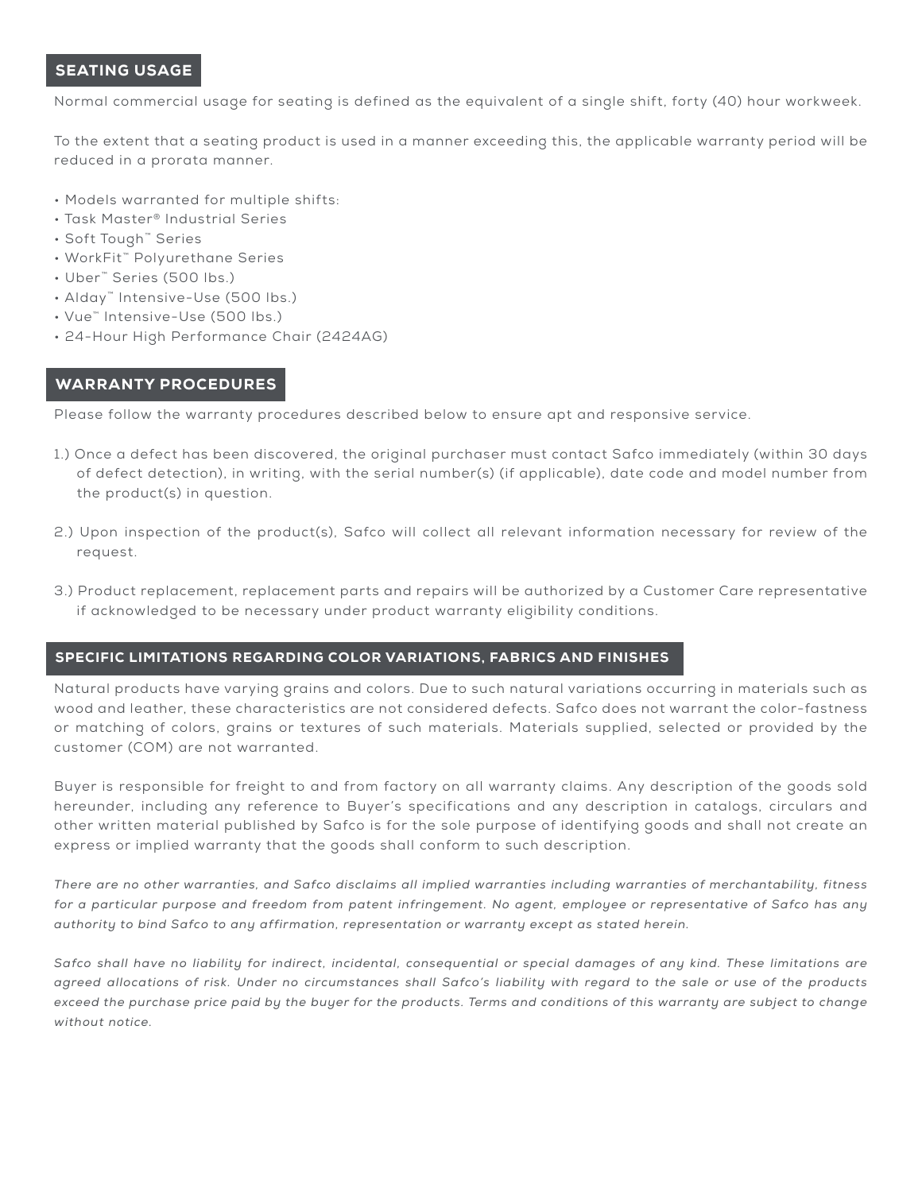## SEATING USAGE

Normal commercial usage for seating is defined as the equivalent of a single shift, forty (40) hour workweek.

To the extent that a seating product is used in a manner exceeding this, the applicable warranty period will be reduced in a prorata manner.

- Models warranted for multiple shifts:
- Task Master® Industrial Series
- Soft Tough™ Series
- WorkFit™ Polyurethane Series
- Uber™ Series (500 lbs.)
- Alday™ Intensive-Use (500 lbs.)
- Vue™ Intensive-Use (500 lbs.)
- 24-Hour High Performance Chair (2424AG)

## WARRANTY PROCEDURES

Please follow the warranty procedures described below to ensure apt and responsive service.

1.) Once a defect has been discovered, the original purchaser must contact Safco immediately (within 30 days of defect detection), in writing, with the serial number(s) (if applicable), date code and model number from the product(s) in question.

2.) Upon inspection of the product(s), Safco will collect all relevant information necessary for review of the request.

3.) Product replacement, replacement parts and repairs will be authorized by a Customer Care representative if acknowledged to be necessary under product warranty eligibility conditions.

## SPECIFIC LIMITATIONS REGARDING COLOR VARIATIONS, FABRICS AND FINISHES

Natural products have varying grains and colors. Due to such natural variations occurring in materials such as wood and leather, these characteristics are not considered defects. Safco does not warrant the color-fastness or matching of colors, grains or textures of such materials. Materials supplied, selected or provided by the customer (COM) are not warranted.

Buyer is responsible for freight to and from factory on all warranty claims. Any description of the goods sold hereunder, including any reference to Buyer's specifications and any description in catalogs, circulars and other written material published by Safco is for the sole purpose of identifying goods and shall not create an express or implied warranty that the goods shall conform to such description.

*There are no other warranties, and Safco disclaims all implied warranties including warranties of merchantability, fitness for a particular purpose and freedom from patent infringement. No agent, employee or representative of Safco has any authority to bind Safco to any affirmation, representation or warranty except as stated herein.*

*Safco shall have no liability for indirect, incidental, consequential or special damages of any kind. These limitations are agreed allocations of risk. Under no circumstances shall Safco's liability with regard to the sale or use of the products exceed the purchase price paid by the buyer for the products. Terms and conditions of this warranty are subject to change without notice.*